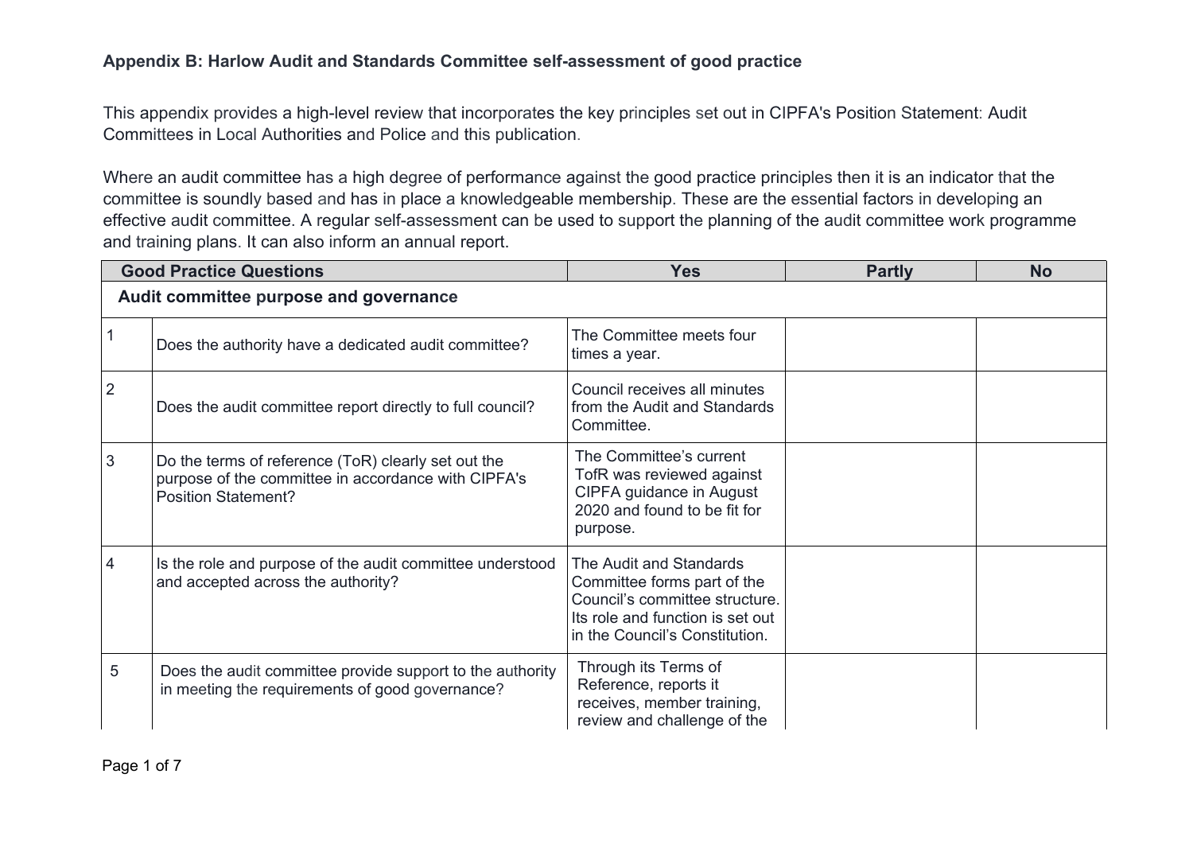**Appendix B: Harlow Audit and Standards Committee self-assessment of good practice**

This appendix provides a high-level review that incorporates the key principles set out in CIPFA's Position Statement: Audit Committees in Local Authorities and Police and this publication.

Where an audit committee has a high degree of performance against the good practice principles then it is an indicator that the committee is soundly based and has in place a knowledgeable membership. These are the essential factors in developing an effective audit committee. A regular self-assessment can be used to support the planning of the audit committee work programme and training plans. It can also inform an annual report.

| | Good Practice Questions | Yes | Partly | No |
|---|---|---|---|---|
| **Audit committee purpose and governance** | | | | |
| 1 | Does the authority have a dedicated audit committee? | The Committee meets four times a year. | | |
| 2 | Does the audit committee report directly to full council? | Council receives all minutes from the Audit and Standards Committee. | | |
| 3 | Do the terms of reference (ToR) clearly set out the purpose of the committee in accordance with CIPFA's Position Statement? | The Committee's current TofR was reviewed against CIPFA guidance in August 2020 and found to be fit for purpose. | | |
| 4 | Is the role and purpose of the audit committee understood and accepted across the authority? | The Audit and Standards Committee forms part of the Council's committee structure. Its role and function is set out in the Council's Constitution. | | |
| 5 | Does the audit committee provide support to the authority in meeting the requirements of good governance? | Through its Terms of Reference, reports it receives, member training, review and challenge of the | | |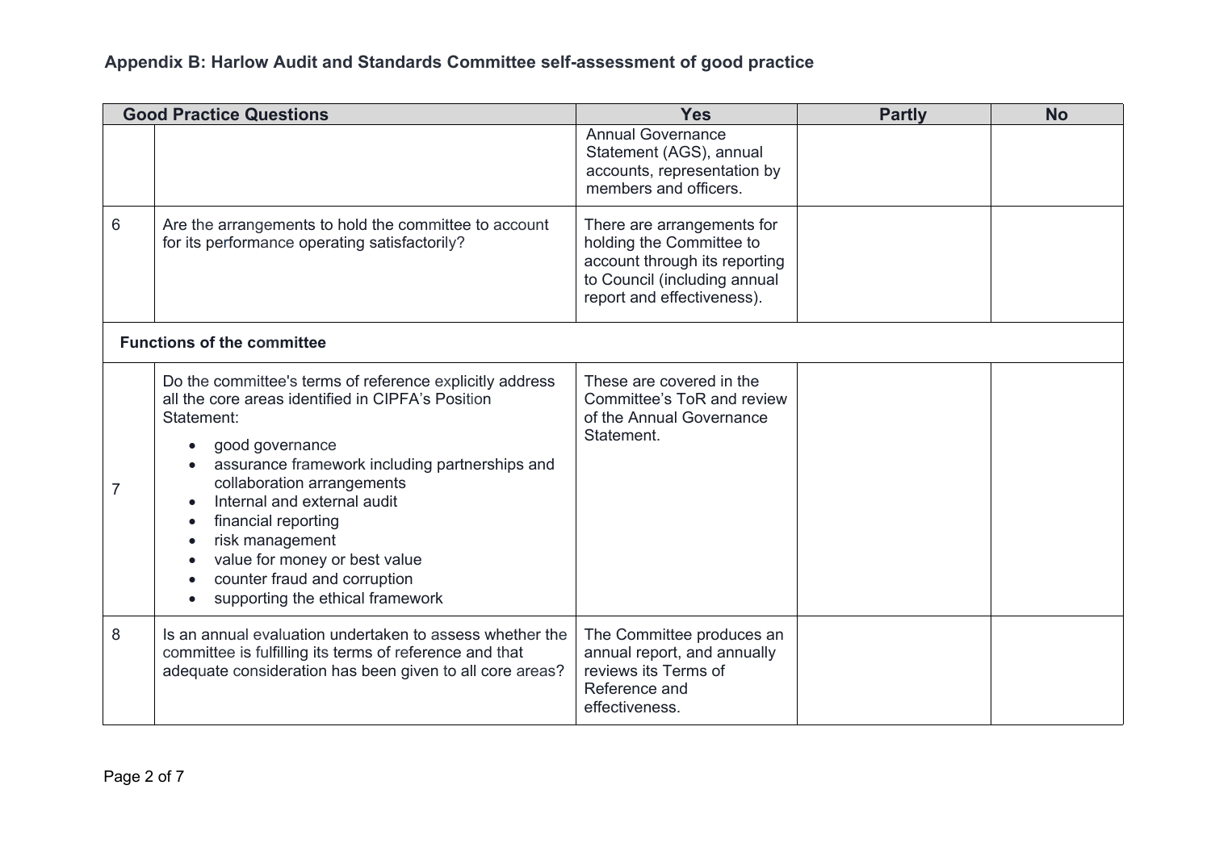## Appendix B: Harlow Audit and Standards Committee self-assessment of good practice

| | Good Practice Questions | Yes | Partly | No |
|---|---|---|---|---|
| | | Annual Governance Statement (AGS), annual accounts, representation by members and officers. | | |
| 6 | Are the arrangements to hold the committee to account for its performance operating satisfactorily? | There are arrangements for holding the Committee to account through its reporting to Council (including annual report and effectiveness). | | |
| **Functions of the committee** | | | | |
| 7 | Do the committee's terms of reference explicitly address all the core areas identified in CIPFA's Position Statement:<br>• good governance<br>• assurance framework including partnerships and collaboration arrangements<br>• Internal and external audit<br>• financial reporting<br>• risk management<br>• value for money or best value<br>• counter fraud and corruption<br>• supporting the ethical framework | These are covered in the Committee's ToR and review of the Annual Governance Statement. | | |
| 8 | Is an annual evaluation undertaken to assess whether the committee is fulfilling its terms of reference and that adequate consideration has been given to all core areas? | The Committee produces an annual report, and annually reviews its Terms of Reference and effectiveness. | | |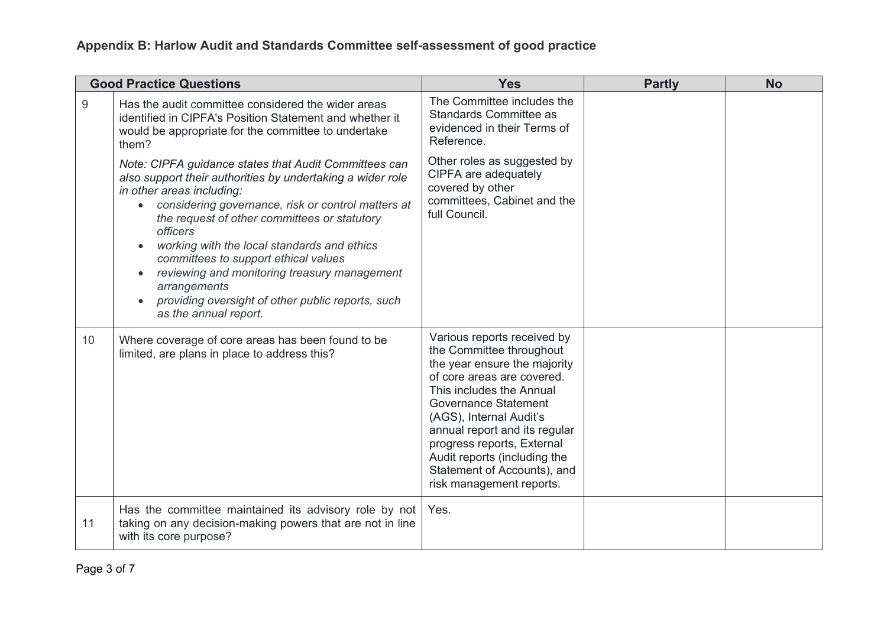**Appendix B: Harlow Audit and Standards Committee self-assessment of good practice**

| | Good Practice Questions | Yes | Partly | No |
|---|---|---|---|---|
| 9 | Has the audit committee considered the wider areas identified in CIPFA's Position Statement and whether it would be appropriate for the committee to undertake them?<br><br>*Note: CIPFA guidance states that Audit Committees can also support their authorities by undertaking a wider role in other areas including:*<br>• *considering governance, risk or control matters at the request of other committees or statutory officers*<br>• *working with the local standards and ethics committees to support ethical values*<br>• *reviewing and monitoring treasury management arrangements*<br>• *providing oversight of other public reports, such as the annual report.* | The Committee includes the Standards Committee as evidenced in their Terms of Reference.<br><br>Other roles as suggested by CIPFA are adequately covered by other committees, Cabinet and the full Council. | | |
| 10 | Where coverage of core areas has been found to be limited, are plans in place to address this? | Various reports received by the Committee throughout the year ensure the majority of core areas are covered. This includes the Annual Governance Statement (AGS), Internal Audit's annual report and its regular progress reports, External Audit reports (including the Statement of Accounts), and risk management reports. | | |
| 11 | Has the committee maintained its advisory role by not taking on any decision-making powers that are not in line with its core purpose? | Yes. | | |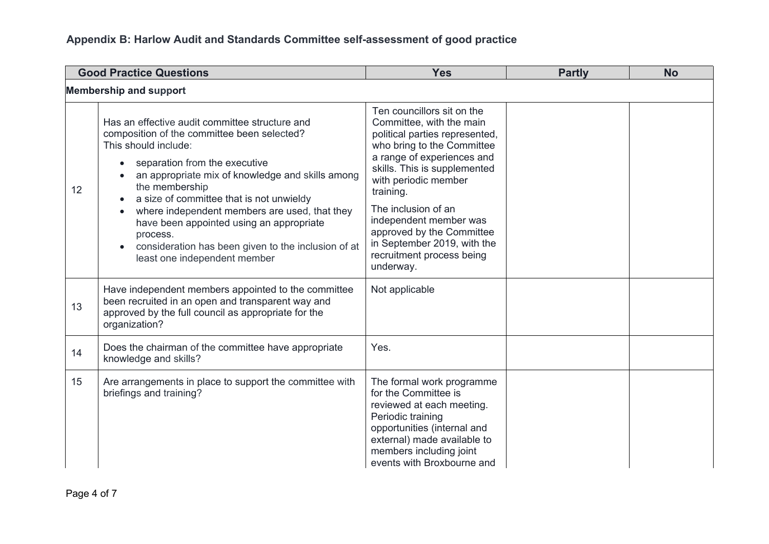## Appendix B: Harlow Audit and Standards Committee self-assessment of good practice

| | Good Practice Questions | Yes | Partly | No |
|---|---|---|---|---|
| **Membership and support** | | | | |
| 12 | Has an effective audit committee structure and composition of the committee been selected?<br>This should include:<br>• separation from the executive<br>• an appropriate mix of knowledge and skills among the membership<br>• a size of committee that is not unwieldy<br>• where independent members are used, that they have been appointed using an appropriate process.<br>• consideration has been given to the inclusion of at least one independent member | Ten councillors sit on the Committee, with the main political parties represented, who bring to the Committee a range of experiences and skills. This is supplemented with periodic member training.<br>The inclusion of an independent member was approved by the Committee in September 2019, with the recruitment process being underway. | | |
| 13 | Have independent members appointed to the committee been recruited in an open and transparent way and approved by the full council as appropriate for the organization? | Not applicable | | |
| 14 | Does the chairman of the committee have appropriate knowledge and skills? | Yes. | | |
| 15 | Are arrangements in place to support the committee with briefings and training? | The formal work programme for the Committee is reviewed at each meeting. Periodic training opportunities (internal and external) made available to members including joint events with Broxbourne and | | |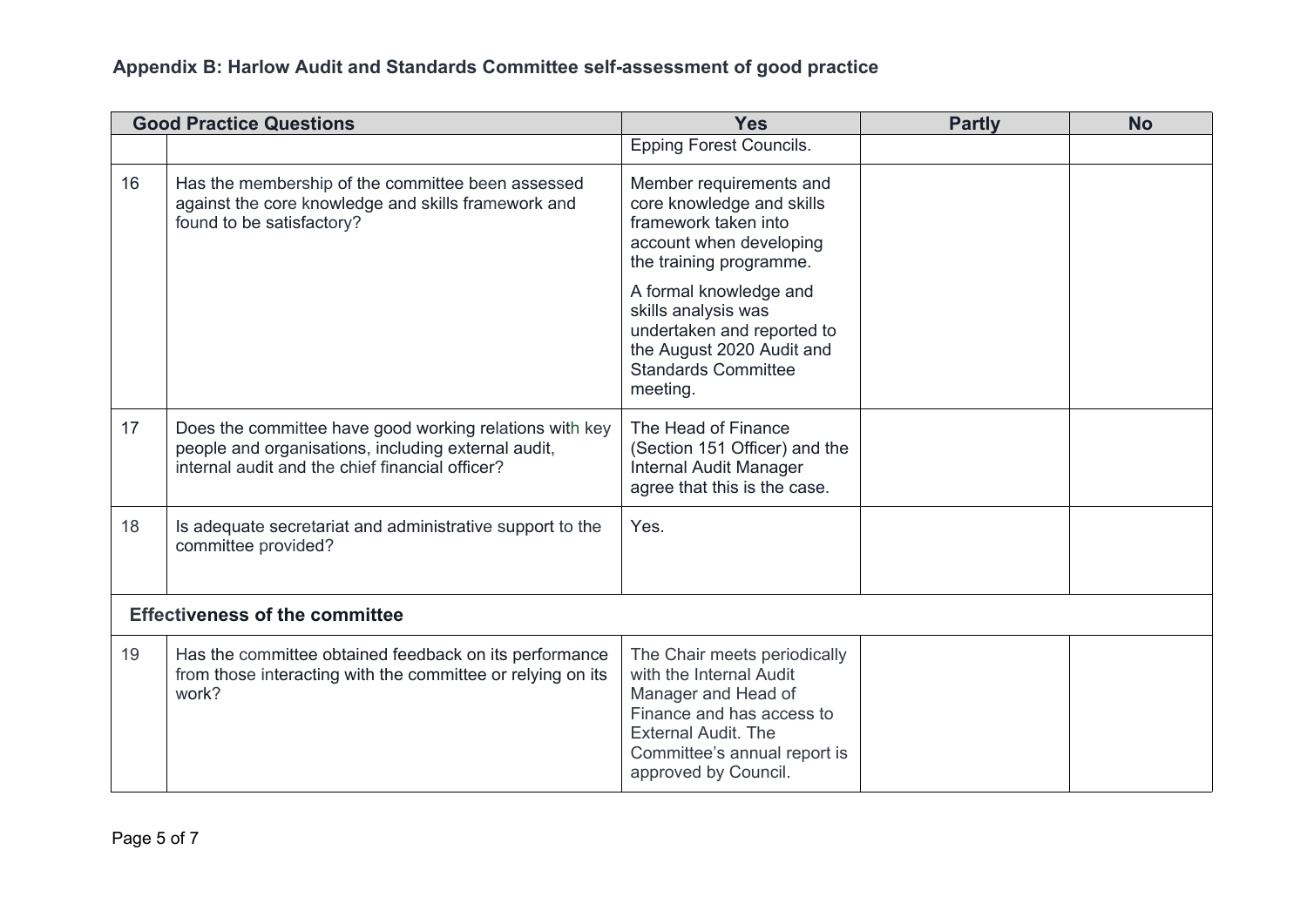**Appendix B: Harlow Audit and Standards Committee self-assessment of good practice**

| | Good Practice Questions | Yes | Partly | No |
|---|---|---|---|---|
| | | Epping Forest Councils. | | |
| 16 | Has the membership of the committee been assessed against the core knowledge and skills framework and found to be satisfactory? | Member requirements and core knowledge and skills framework taken into account when developing the training programme. A formal knowledge and skills analysis was undertaken and reported to the August 2020 Audit and Standards Committee meeting. | | |
| 17 | Does the committee have good working relations with key people and organisations, including external audit, internal audit and the chief financial officer? | The Head of Finance (Section 151 Officer) and the Internal Audit Manager agree that this is the case. | | |
| 18 | Is adequate secretariat and administrative support to the committee provided? | Yes. | | |
| | **Effectiveness of the committee** | | | |
| 19 | Has the committee obtained feedback on its performance from those interacting with the committee or relying on its work? | The Chair meets periodically with the Internal Audit Manager and Head of Finance and has access to External Audit. The Committee's annual report is approved by Council. | | |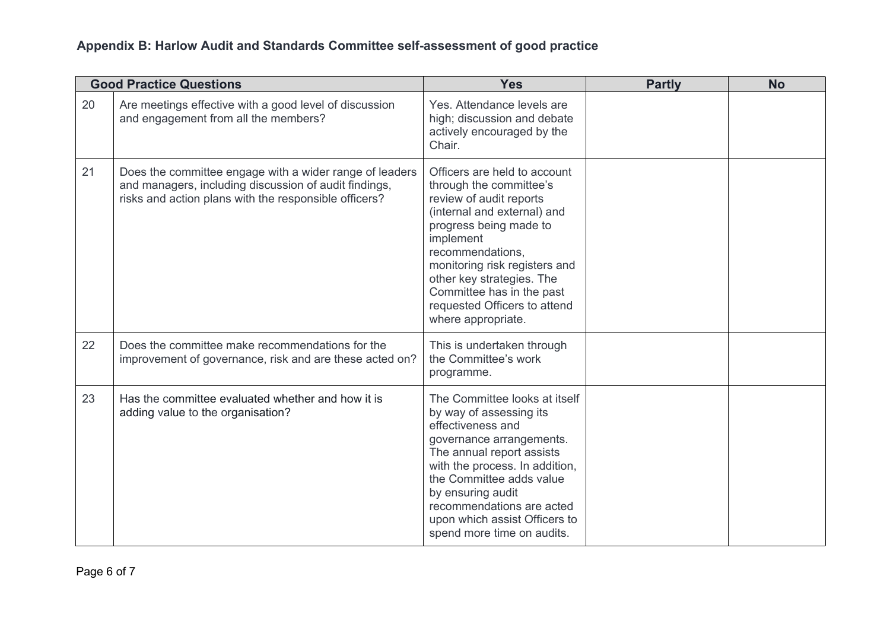**Appendix B: Harlow Audit and Standards Committee self-assessment of good practice**

| Good Practice Questions | | Yes | Partly | No |
|---|---|---|---|---|
| 20 | Are meetings effective with a good level of discussion and engagement from all the members? | Yes. Attendance levels are high; discussion and debate actively encouraged by the Chair. | | |
| 21 | Does the committee engage with a wider range of leaders and managers, including discussion of audit findings, risks and action plans with the responsible officers? | Officers are held to account through the committee's review of audit reports (internal and external) and progress being made to implement recommendations, monitoring risk registers and other key strategies. The Committee has in the past requested Officers to attend where appropriate. | | |
| 22 | Does the committee make recommendations for the improvement of governance, risk and are these acted on? | This is undertaken through the Committee's work programme. | | |
| 23 | Has the committee evaluated whether and how it is adding value to the organisation? | The Committee looks at itself by way of assessing its effectiveness and governance arrangements. The annual report assists with the process. In addition, the Committee adds value by ensuring audit recommendations are acted upon which assist Officers to spend more time on audits. | | |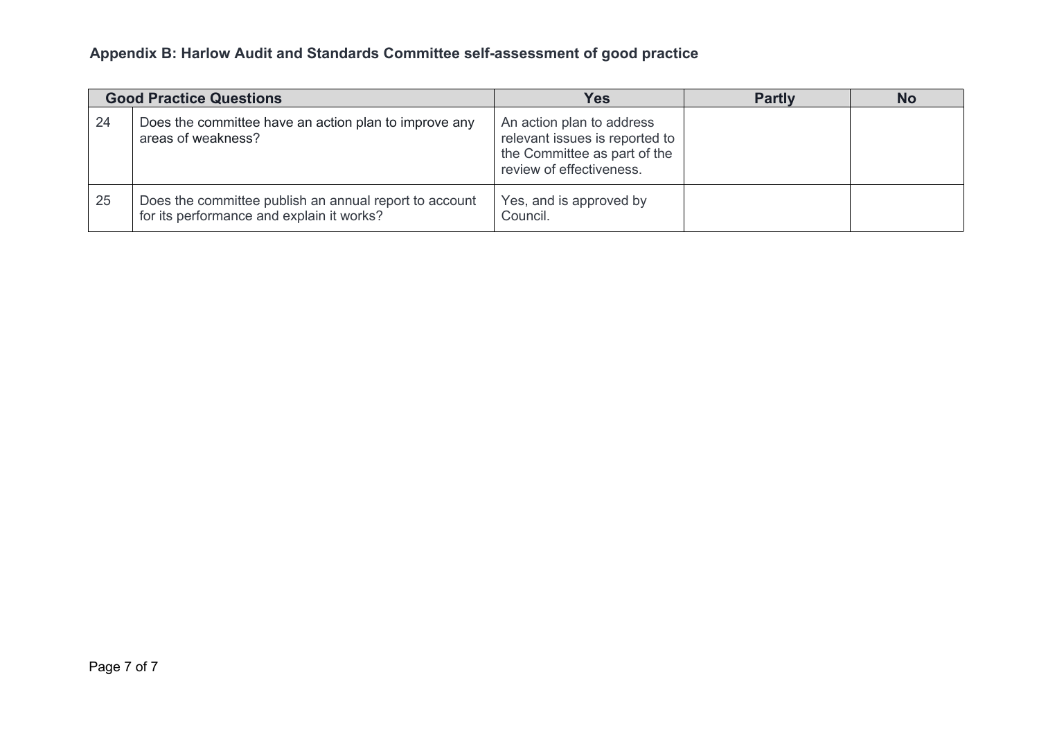### Appendix B: Harlow Audit and Standards Committee self-assessment of good practice

| Good Practice Questions | | Yes | Partly | No |
|---|---|---|---|---|
| 24 | Does the committee have an action plan to improve any areas of weakness? | An action plan to address relevant issues is reported to the Committee as part of the review of effectiveness. | | |
| 25 | Does the committee publish an annual report to account for its performance and explain it works? | Yes, and is approved by Council. | | |